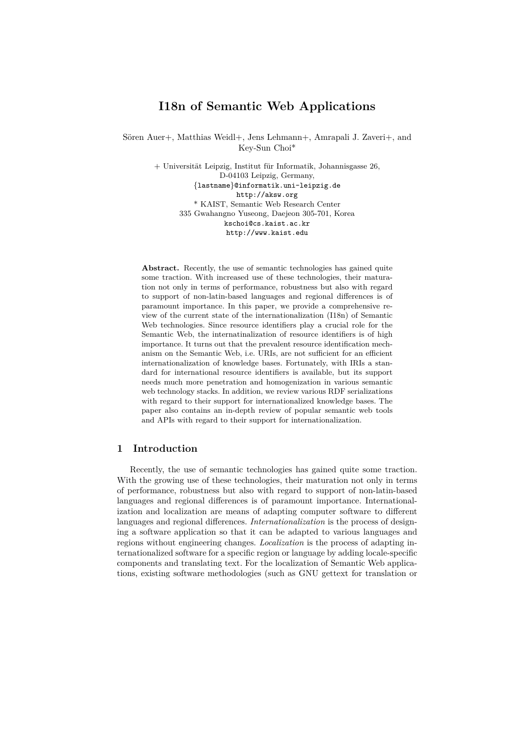# I18n of Semantic Web Applications

Sören Auer+, Matthias Weidl+, Jens Lehmann+, Amrapali J. Zaveri+, and Key-Sun Choi*

+ Universität Leipzig, Institut für Informatik, Johannisgasse 26,
D-04103 Leipzig, Germany,
{lastname}@informatik.uni-leipzig.de
http://aksw.org
* KAIST, Semantic Web Research Center
335 Gwahangno Yuseong, Daejeon 305-701, Korea
kschoi@cs.kaist.ac.kr
http://www.kaist.edu

**Abstract.** Recently, the use of semantic technologies has gained quite some traction. With increased use of these technologies, their maturation not only in terms of performance, robustness but also with regard to support of non-latin-based languages and regional differences is of paramount importance. In this paper, we provide a comprehensive review of the current state of the internationalization (I18n) of Semantic Web technologies. Since resource identifiers play a crucial role for the Semantic Web, the internatinalization of resource identifiers is of high importance. It turns out that the prevalent resource identification mechanism on the Semantic Web, i.e. URIs, are not sufficient for an efficient internationalization of knowledge bases. Fortunately, with IRIs a standard for international resource identifiers is available, but its support needs much more penetration and homogenization in various semantic web technology stacks. In addition, we review various RDF serializations with regard to their support for internationalized knowledge bases. The paper also contains an in-depth review of popular semantic web tools and APIs with regard to their support for internationalization.

## 1 Introduction

Recently, the use of semantic technologies has gained quite some traction. With the growing use of these technologies, their maturation not only in terms of performance, robustness but also with regard to support of non-latin-based languages and regional differences is of paramount importance. Internationalization and localization are means of adapting computer software to different languages and regional differences. *Internationalization* is the process of designing a software application so that it can be adapted to various languages and regions without engineering changes. *Localization* is the process of adapting internationalized software for a specific region or language by adding locale-specific components and translating text. For the localization of Semantic Web applications, existing software methodologies (such as GNU gettext for translation or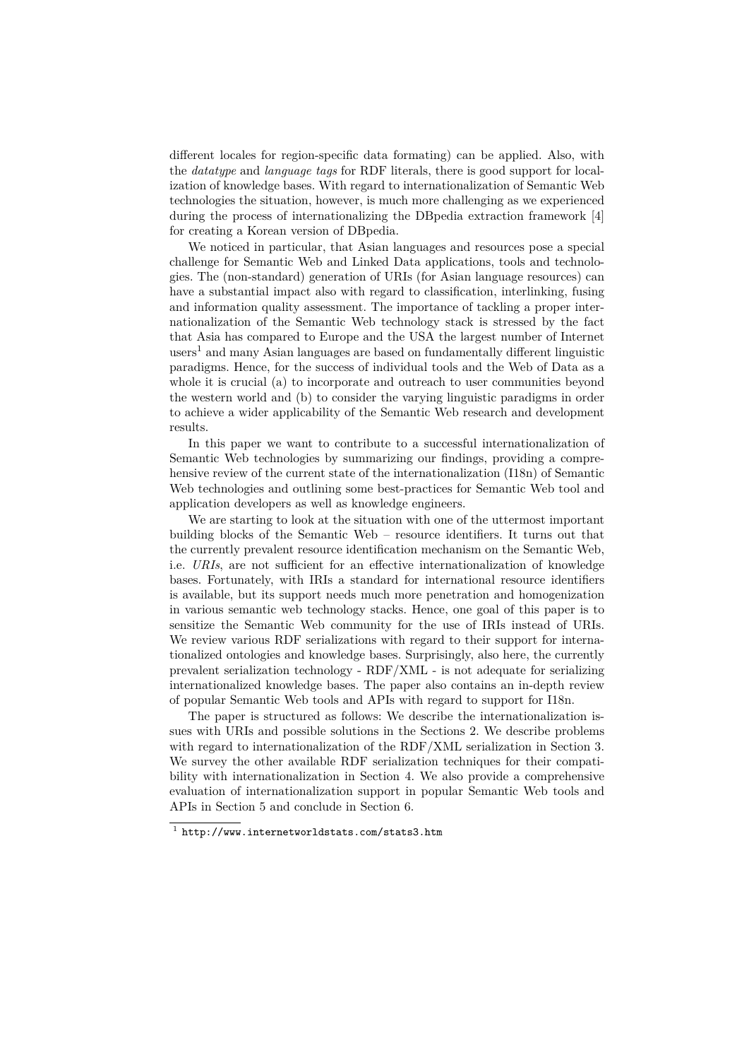different locales for region-specific data formating) can be applied. Also, with the *datatype* and *language tags* for RDF literals, there is good support for localization of knowledge bases. With regard to internationalization of Semantic Web technologies the situation, however, is much more challenging as we experienced during the process of internationalizing the DBpedia extraction framework [4] for creating a Korean version of DBpedia.

We noticed in particular, that Asian languages and resources pose a special challenge for Semantic Web and Linked Data applications, tools and technologies. The (non-standard) generation of URIs (for Asian language resources) can have a substantial impact also with regard to classification, interlinking, fusing and information quality assessment. The importance of tackling a proper internationalization of the Semantic Web technology stack is stressed by the fact that Asia has compared to Europe and the USA the largest number of Internet users[1] and many Asian languages are based on fundamentally different linguistic paradigms. Hence, for the success of individual tools and the Web of Data as a whole it is crucial (a) to incorporate and outreach to user communities beyond the western world and (b) to consider the varying linguistic paradigms in order to achieve a wider applicability of the Semantic Web research and development results.

In this paper we want to contribute to a successful internationalization of Semantic Web technologies by summarizing our findings, providing a comprehensive review of the current state of the internationalization (I18n) of Semantic Web technologies and outlining some best-practices for Semantic Web tool and application developers as well as knowledge engineers.

We are starting to look at the situation with one of the uttermost important building blocks of the Semantic Web – resource identifiers. It turns out that the currently prevalent resource identification mechanism on the Semantic Web, i.e. *URIs*, are not sufficient for an effective internationalization of knowledge bases. Fortunately, with IRIs a standard for international resource identifiers is available, but its support needs much more penetration and homogenization in various semantic web technology stacks. Hence, one goal of this paper is to sensitize the Semantic Web community for the use of IRIs instead of URIs. We review various RDF serializations with regard to their support for internationalized ontologies and knowledge bases. Surprisingly, also here, the currently prevalent serialization technology - RDF/XML - is not adequate for serializing internationalized knowledge bases. The paper also contains an in-depth review of popular Semantic Web tools and APIs with regard to support for I18n.

The paper is structured as follows: We describe the internationalization issues with URIs and possible solutions in the Sections 2. We describe problems with regard to internationalization of the RDF/XML serialization in Section 3. We survey the other available RDF serialization techniques for their compatibility with internationalization in Section 4. We also provide a comprehensive evaluation of internationalization support in popular Semantic Web tools and APIs in Section 5 and conclude in Section 6.

[1] `http://www.internetworldstats.com/stats3.htm`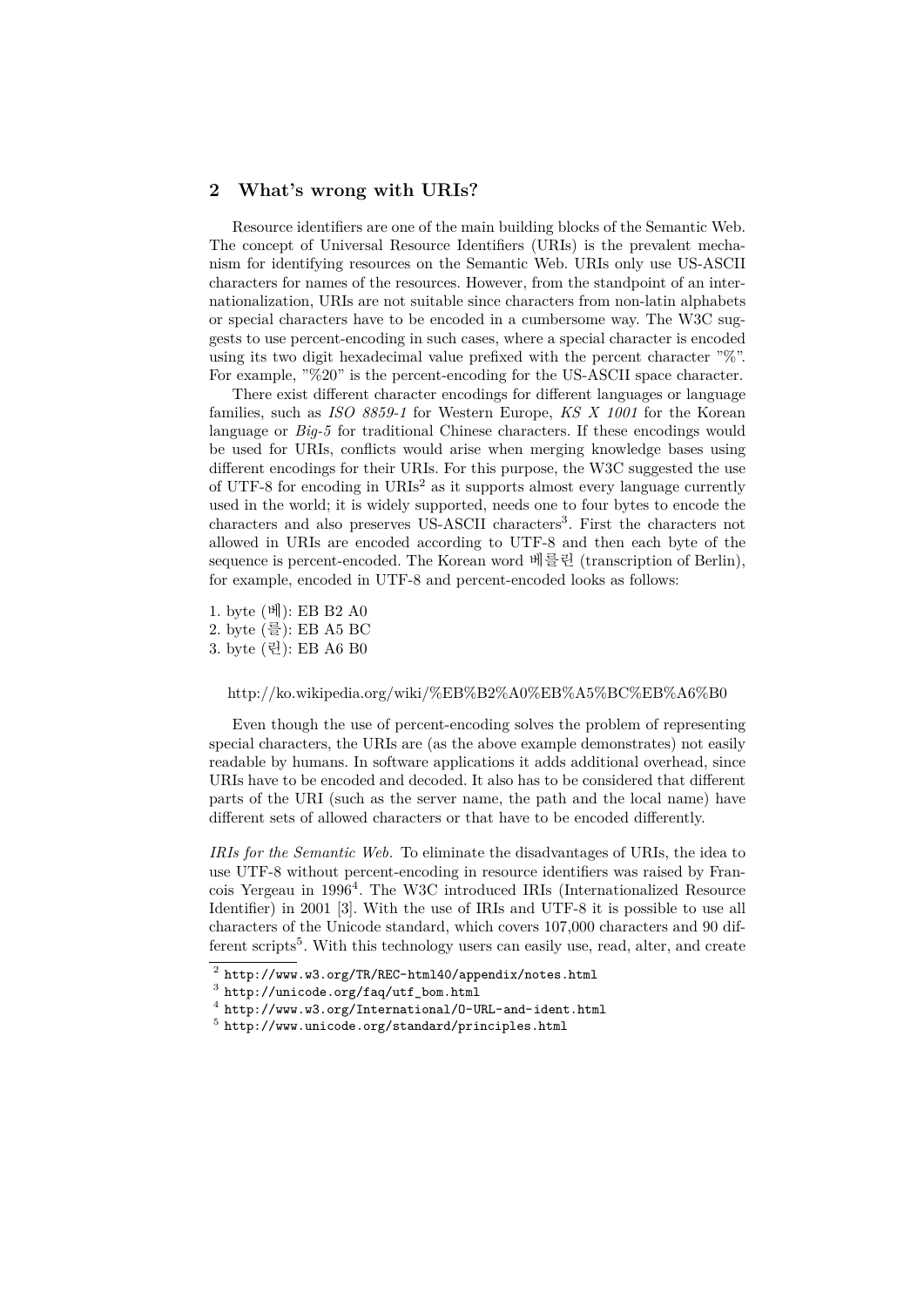## 2 What's wrong with URIs?

Resource identifiers are one of the main building blocks of the Semantic Web. The concept of Universal Resource Identifiers (URIs) is the prevalent mechanism for identifying resources on the Semantic Web. URIs only use US-ASCII characters for names of the resources. However, from the standpoint of an internationalization, URIs are not suitable since characters from non-latin alphabets or special characters have to be encoded in a cumbersome way. The W3C suggests to use percent-encoding in such cases, where a special character is encoded using its two digit hexadecimal value prefixed with the percent character "%". For example, "%20" is the percent-encoding for the US-ASCII space character.

There exist different character encodings for different languages or language families, such as *ISO 8859-1* for Western Europe, *KS X 1001* for the Korean language or *Big-5* for traditional Chinese characters. If these encodings would be used for URIs, conflicts would arise when merging knowledge bases using different encodings for their URIs. For this purpose, the W3C suggested the use of UTF-8 for encoding in URIs[2] as it supports almost every language currently used in the world; it is widely supported, needs one to four bytes to encode the characters and also preserves US-ASCII characters[3]. First the characters not allowed in URIs are encoded according to UTF-8 and then each byte of the sequence is percent-encoded. The Korean word 베를린 (transcription of Berlin), for example, encoded in UTF-8 and percent-encoded looks as follows:

1. byte (베): EB B2 A0
2. byte (를): EB A5 BC
3. byte (린): EB A6 B0

http://ko.wikipedia.org/wiki/%EB%B2%A0%EB%A5%BC%EB%A6%B0

Even though the use of percent-encoding solves the problem of representing special characters, the URIs are (as the above example demonstrates) not easily readable by humans. In software applications it adds additional overhead, since URIs have to be encoded and decoded. It also has to be considered that different parts of the URI (such as the server name, the path and the local name) have different sets of allowed characters or that have to be encoded differently.

*IRIs for the Semantic Web.* To eliminate the disadvantages of URIs, the idea to use UTF-8 without percent-encoding in resource identifiers was raised by Francois Yergeau in 1996[4]. The W3C introduced IRIs (Internationalized Resource Identifier) in 2001 [3]. With the use of IRIs and UTF-8 it is possible to use all characters of the Unicode standard, which covers 107,000 characters and 90 different scripts[5]. With this technology users can easily use, read, alter, and create

[2] http://www.w3.org/TR/REC-html40/appendix/notes.html
[3] http://unicode.org/faq/utf_bom.html
[4] http://www.w3.org/International/O-URL-and-ident.html
[5] http://www.unicode.org/standard/principles.html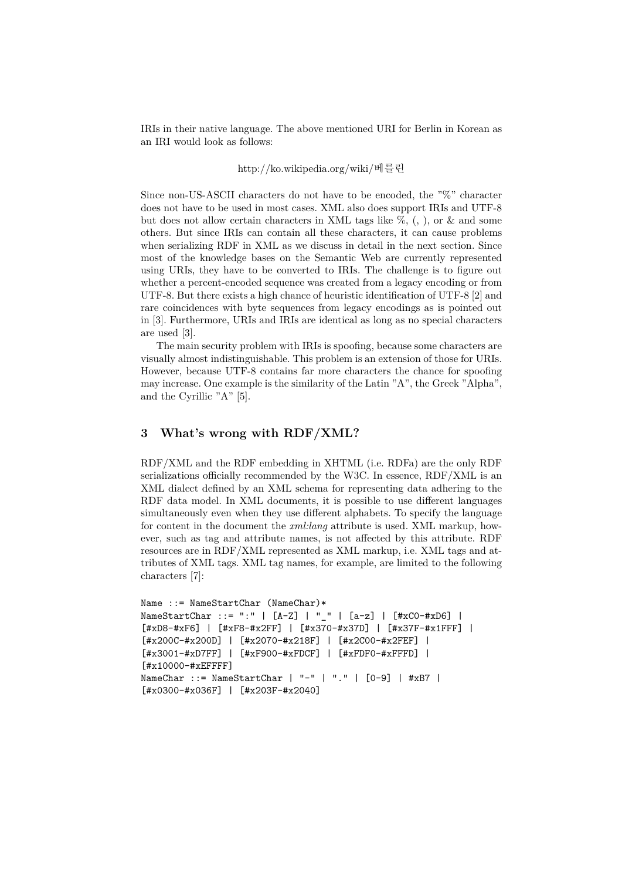IRIs in their native language. The above mentioned URI for Berlin in Korean as an IRI would look as follows:

http://ko.wikipedia.org/wiki/베를린

Since non-US-ASCII characters do not have to be encoded, the "%" character does not have to be used in most cases. XML also does support IRIs and UTF-8 but does not allow certain characters in XML tags like %, (, ), or & and some others. But since IRIs can contain all these characters, it can cause problems when serializing RDF in XML as we discuss in detail in the next section. Since most of the knowledge bases on the Semantic Web are currently represented using URIs, they have to be converted to IRIs. The challenge is to figure out whether a percent-encoded sequence was created from a legacy encoding or from UTF-8. But there exists a high chance of heuristic identification of UTF-8 [2] and rare coincidences with byte sequences from legacy encodings as is pointed out in [3]. Furthermore, URIs and IRIs are identical as long as no special characters are used [3].

The main security problem with IRIs is spoofing, because some characters are visually almost indistinguishable. This problem is an extension of those for URIs. However, because UTF-8 contains far more characters the chance for spoofing may increase. One example is the similarity of the Latin "A", the Greek "Alpha", and the Cyrillic "A" [5].

## 3 What's wrong with RDF/XML?

RDF/XML and the RDF embedding in XHTML (i.e. RDFa) are the only RDF serializations officially recommended by the W3C. In essence, RDF/XML is an XML dialect defined by an XML schema for representing data adhering to the RDF data model. In XML documents, it is possible to use different languages simultaneously even when they use different alphabets. To specify the language for content in the document the *xml:lang* attribute is used. XML markup, however, such as tag and attribute names, is not affected by this attribute. RDF resources are in RDF/XML represented as XML markup, i.e. XML tags and attributes of XML tags. XML tag names, for example, are limited to the following characters [7]:

```
Name ::= NameStartChar (NameChar)*
NameStartChar ::= ":" | [A-Z] | "_" | [a-z] | [#xC0-#xD6] |
[#xD8-#xF6] | [#xF8-#x2FF] | [#x370-#x37D] | [#x37F-#x1FFF] |
[#x200C-#x200D] | [#x2070-#x218F] | [#x2C00-#x2FEF] |
[#x3001-#xD7FF] | [#xF900-#xFDCF] | [#xFDF0-#xFFFD] |
[#x10000-#xEFFFF]
NameChar ::= NameStartChar | "-" | "." | [0-9] | #xB7 |
[#x0300-#x036F] | [#x203F-#x2040]
```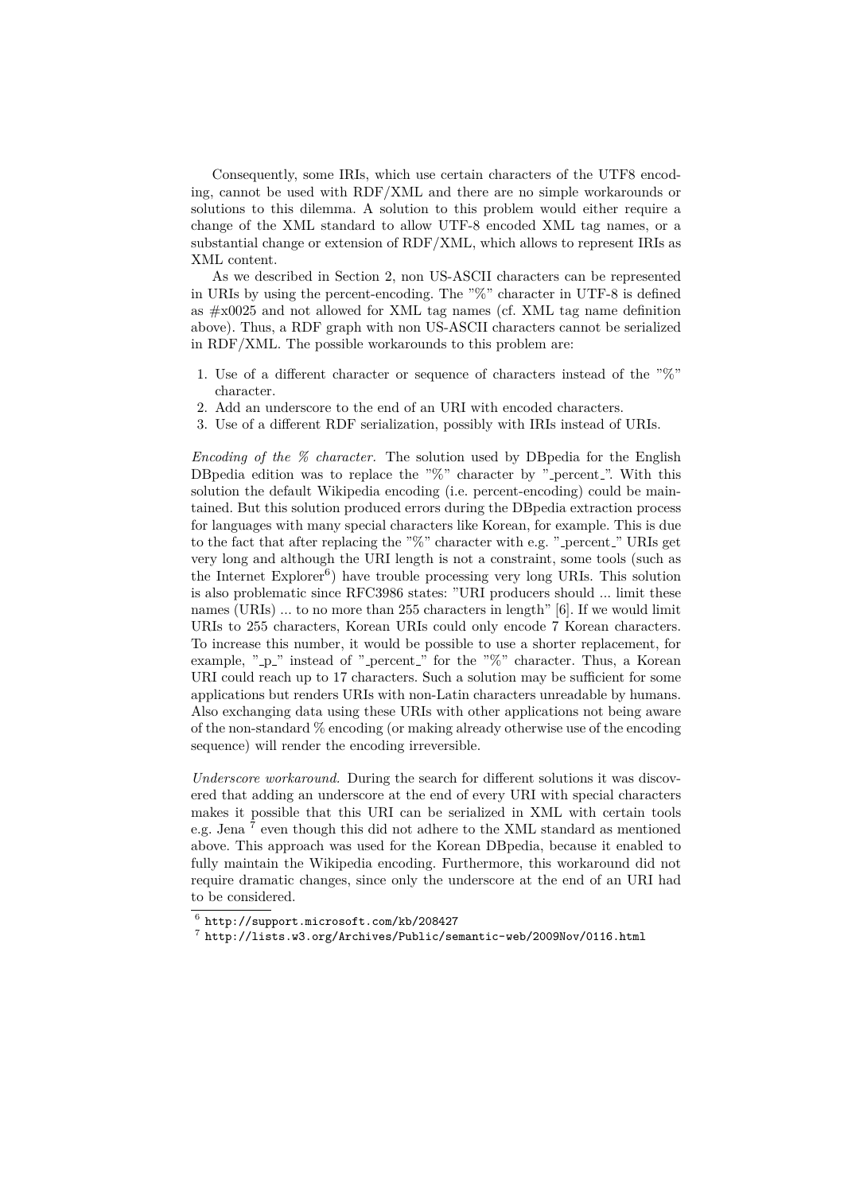Consequently, some IRIs, which use certain characters of the UTF8 encoding, cannot be used with RDF/XML and there are no simple workarounds or solutions to this dilemma. A solution to this problem would either require a change of the XML standard to allow UTF-8 encoded XML tag names, or a substantial change or extension of RDF/XML, which allows to represent IRIs as XML content.

As we described in Section 2, non US-ASCII characters can be represented in URIs by using the percent-encoding. The "%" character in UTF-8 is defined as #x0025 and not allowed for XML tag names (cf. XML tag name definition above). Thus, a RDF graph with non US-ASCII characters cannot be serialized in RDF/XML. The possible workarounds to this problem are:

1. Use of a different character or sequence of characters instead of the "%" character.
2. Add an underscore to the end of an URI with encoded characters.
3. Use of a different RDF serialization, possibly with IRIs instead of URIs.

*Encoding of the % character.* The solution used by DBpedia for the English DBpedia edition was to replace the "%" character by "_percent_". With this solution the default Wikipedia encoding (i.e. percent-encoding) could be maintained. But this solution produced errors during the DBpedia extraction process for languages with many special characters like Korean, for example. This is due to the fact that after replacing the "%" character with e.g. "_percent_" URIs get very long and although the URI length is not a constraint, some tools (such as the Internet Explorer[6]) have trouble processing very long URIs. This solution is also problematic since RFC3986 states: "URI producers should ... limit these names (URIs) ... to no more than 255 characters in length" [6]. If we would limit URIs to 255 characters, Korean URIs could only encode 7 Korean characters. To increase this number, it would be possible to use a shorter replacement, for example, "_p_" instead of "_percent_" for the "%" character. Thus, a Korean URI could reach up to 17 characters. Such a solution may be sufficient for some applications but renders URIs with non-Latin characters unreadable by humans. Also exchanging data using these URIs with other applications not being aware of the non-standard % encoding (or making already otherwise use of the encoding sequence) will render the encoding irreversible.

*Underscore workaround.* During the search for different solutions it was discovered that adding an underscore at the end of every URI with special characters makes it possible that this URI can be serialized in XML with certain tools e.g. Jena [7] even though this did not adhere to the XML standard as mentioned above. This approach was used for the Korean DBpedia, because it enabled to fully maintain the Wikipedia encoding. Furthermore, this workaround did not require dramatic changes, since only the underscore at the end of an URI had to be considered.

[6] http://support.microsoft.com/kb/208427

[7] http://lists.w3.org/Archives/Public/semantic-web/2009Nov/0116.html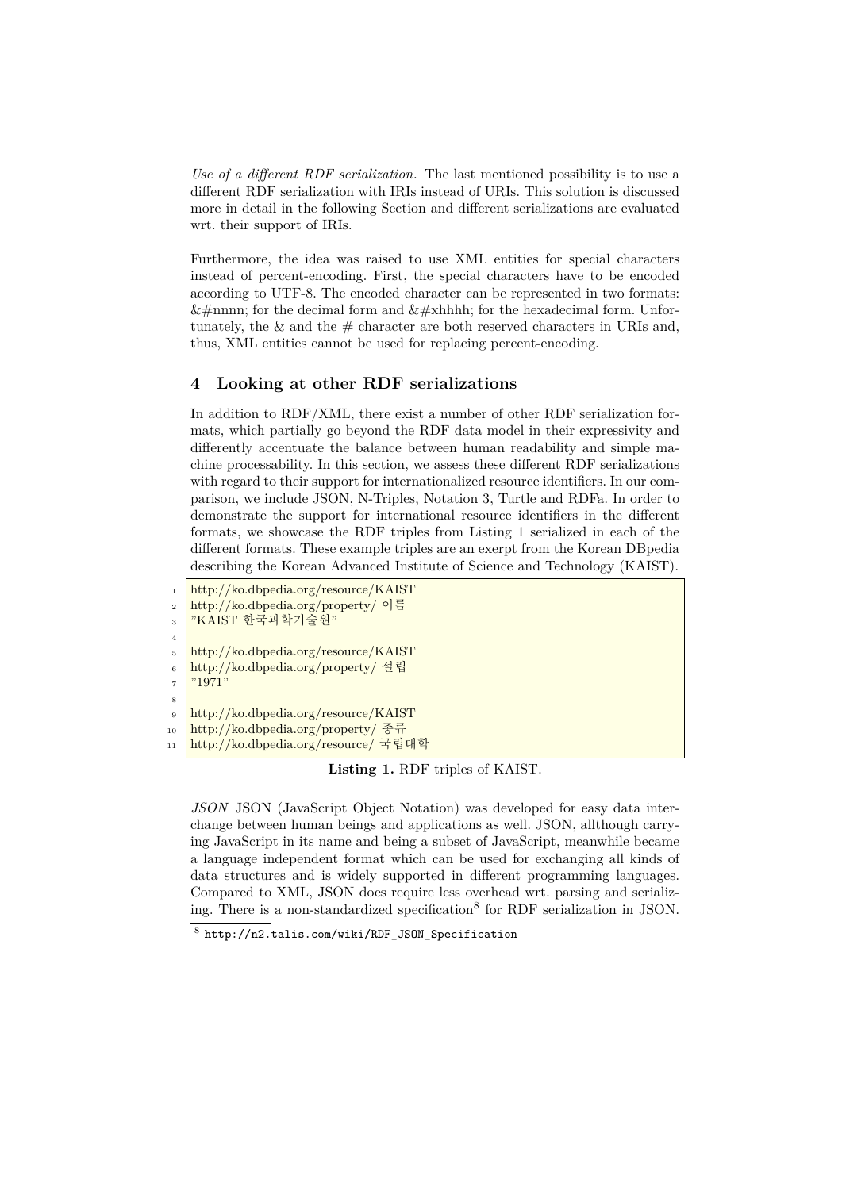*Use of a different RDF serialization.* The last mentioned possibility is to use a different RDF serialization with IRIs instead of URIs. This solution is discussed more in detail in the following Section and different serializations are evaluated wrt. their support of IRIs.

Furthermore, the idea was raised to use XML entities for special characters instead of percent-encoding. First, the special characters have to be encoded according to UTF-8. The encoded character can be represented in two formats: &#nnnn; for the decimal form and &#xhhhh; for the hexadecimal form. Unfortunately, the & and the # character are both reserved characters in URIs and, thus, XML entities cannot be used for replacing percent-encoding.

## 4 Looking at other RDF serializations

In addition to RDF/XML, there exist a number of other RDF serialization formats, which partially go beyond the RDF data model in their expressivity and differently accentuate the balance between human readability and simple machine processability. In this section, we assess these different RDF serializations with regard to their support for internationalized resource identifiers. In our comparison, we include JSON, N-Triples, Notation 3, Turtle and RDFa. In order to demonstrate the support for international resource identifiers in the different formats, we showcase the RDF triples from Listing 1 serialized in each of the different formats. These example triples are an exerpt from the Korean DBpedia describing the Korean Advanced Institute of Science and Technology (KAIST).

```
http://ko.dbpedia.org/resource/KAIST
http://ko.dbpedia.org/property/ 이름
"KAIST 한국과학기술원"

http://ko.dbpedia.org/resource/KAIST
http://ko.dbpedia.org/property/ 설립
"1971"

http://ko.dbpedia.org/resource/KAIST
http://ko.dbpedia.org/property/ 종류
http://ko.dbpedia.org/resource/ 국립대학
```

**Listing 1.** RDF triples of KAIST.

*JSON* JSON (JavaScript Object Notation) was developed for easy data interchange between human beings and applications as well. JSON, allthough carrying JavaScript in its name and being a subset of JavaScript, meanwhile became a language independent format which can be used for exchanging all kinds of data structures and is widely supported in different programming languages. Compared to XML, JSON does require less overhead wrt. parsing and serializing. There is a non-standardized specification[8] for RDF serialization in JSON.

[8] http://n2.talis.com/wiki/RDF_JSON_Specification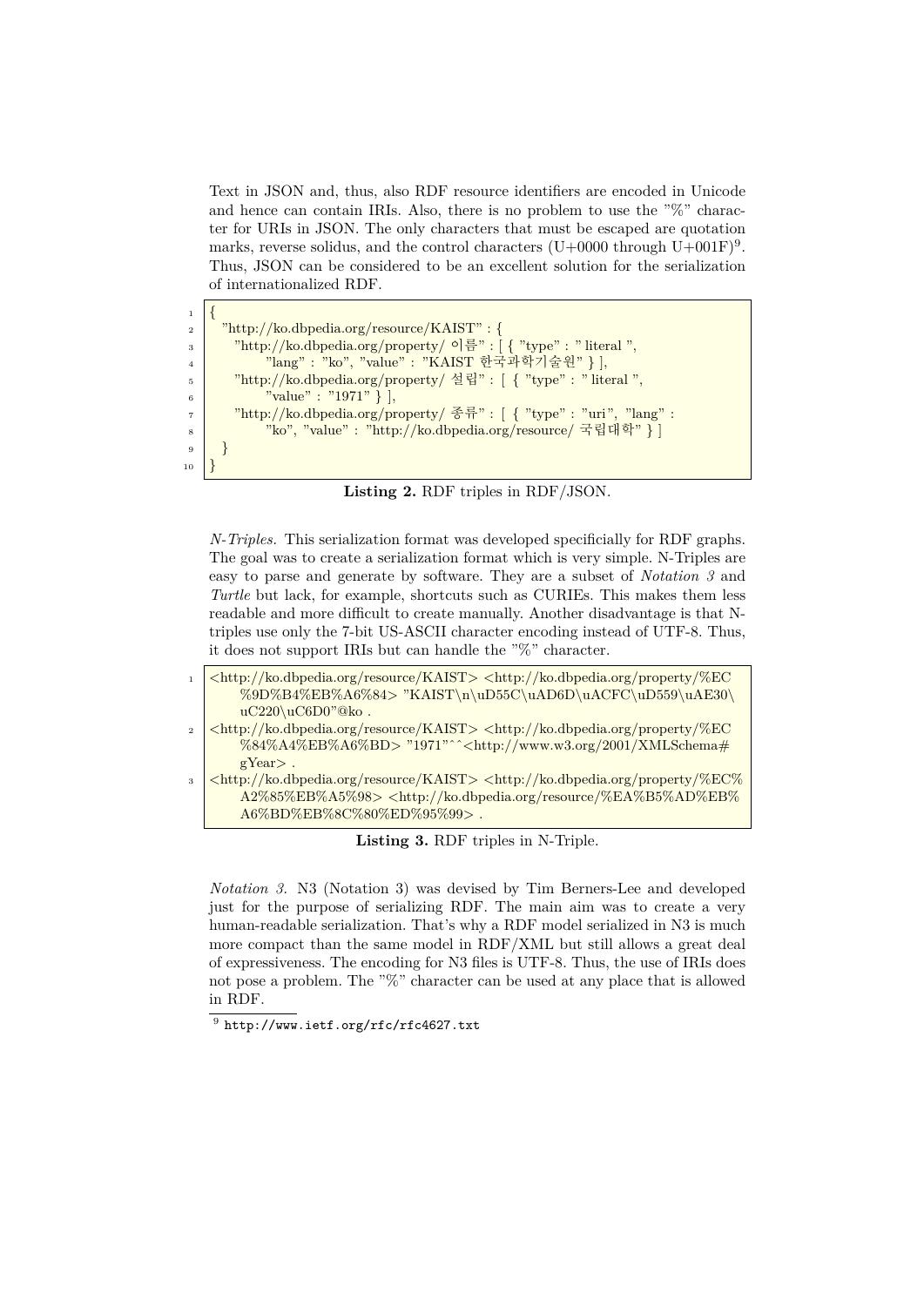Text in JSON and, thus, also RDF resource identifiers are encoded in Unicode and hence can contain IRIs. Also, there is no problem to use the "%" character for URIs in JSON. The only characters that must be escaped are quotation marks, reverse solidus, and the control characters (U+0000 through U+001F)[9]. Thus, JSON can be considered to be an excellent solution for the serialization of internationalized RDF.

```
{
  "http://ko.dbpedia.org/resource/KAIST" : {
    "http://ko.dbpedia.org/property/이름" : [ { "type" : " literal ",
        "lang" : "ko", "value" : "KAIST 한국과학기술원" } ],
    "http://ko.dbpedia.org/property/설립" : [ { "type" : " literal ",
        "value" : "1971" } ],
    "http://ko.dbpedia.org/property/종류" : [ { "type" : "uri", "lang" :
        "ko", "value" : "http://ko.dbpedia.org/resource/국립대학" } ]
  }
}
```

**Listing 2.** RDF triples in RDF/JSON.

*N-Triples.* This serialization format was developed specificially for RDF graphs. The goal was to create a serialization format which is very simple. N-Triples are easy to parse and generate by software. They are a subset of *Notation 3* and *Turtle* but lack, for example, shortcuts such as CURIEs. This makes them less readable and more difficult to create manually. Another disadvantage is that N-triples use only the 7-bit US-ASCII character encoding instead of UTF-8. Thus, it does not support IRIs but can handle the "%" character.

```
<http://ko.dbpedia.org/resource/KAIST> <http://ko.dbpedia.org/property/%EC%9D%B4%EB%A6%84> "KAIST\n\uD55C\uAD6D\uACFC\uD559\uAE30\uC220\uC6D0"@ko .
<http://ko.dbpedia.org/resource/KAIST> <http://ko.dbpedia.org/property/%EC%84%A4%EB%A6%BD> "1971"^^<http://www.w3.org/2001/XMLSchema#gYear> .
<http://ko.dbpedia.org/resource/KAIST> <http://ko.dbpedia.org/property/%EC%A2%85%EB%A5%98> <http://ko.dbpedia.org/resource/%EA%B5%AD%EB%A6%BD%EB%8C%80%ED%95%99> .
```

**Listing 3.** RDF triples in N-Triple.

*Notation 3.* N3 (Notation 3) was devised by Tim Berners-Lee and developed just for the purpose of serializing RDF. The main aim was to create a very human-readable serialization. That's why a RDF model serialized in N3 is much more compact than the same model in RDF/XML but still allows a great deal of expressiveness. The encoding for N3 files is UTF-8. Thus, the use of IRIs does not pose a problem. The "%" character can be used at any place that is allowed in RDF.

[9] http://www.ietf.org/rfc/rfc4627.txt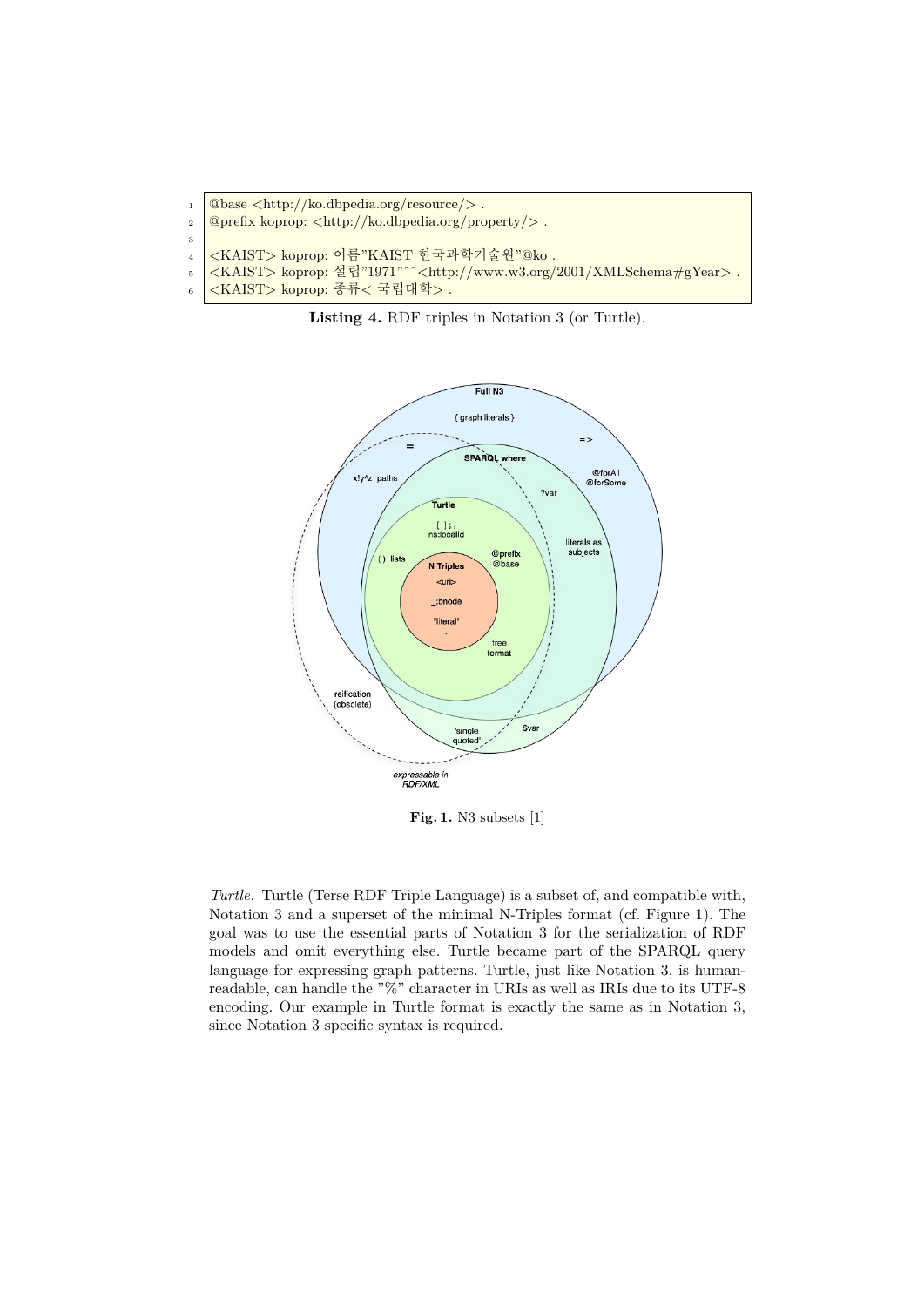```
@base <http://ko.dbpedia.org/resource/> .
@prefix koprop: <http://ko.dbpedia.org/property/> .

<KAIST> koprop: 이름"KAIST 한국과학기술원"@ko .
<KAIST> koprop: 설립"1971"^^<http://www.w3.org/2001/XMLSchema#gYear> .
<KAIST> koprop: 종류< 국립대학> .
```

**Listing 4.** RDF triples in Notation 3 (or Turtle).

**Fig. 1.** N3 subsets [1]

*Turtle.* Turtle (Terse RDF Triple Language) is a subset of, and compatible with, Notation 3 and a superset of the minimal N-Triples format (cf. Figure 1). The goal was to use the essential parts of Notation 3 for the serialization of RDF models and omit everything else. Turtle became part of the SPARQL query language for expressing graph patterns. Turtle, just like Notation 3, is human-readable, can handle the "%" character in URIs as well as IRIs due to its UTF-8 encoding. Our example in Turtle format is exactly the same as in Notation 3, since Notation 3 specific syntax is required.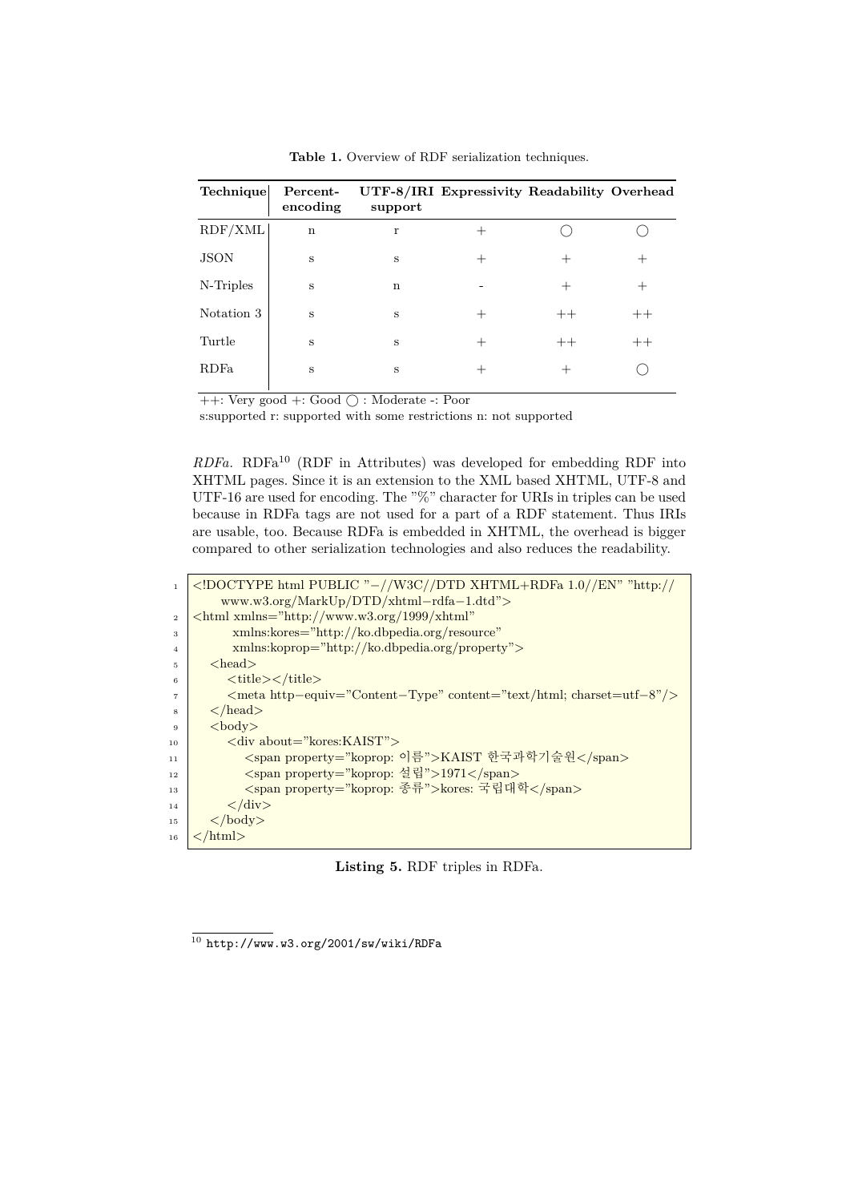**Table 1.** Overview of RDF serialization techniques.

| Technique | Percent-encoding | UTF-8/IRI support | Expressivity | Readability | Overhead |
|---|---|---|---|---|---|
| RDF/XML | n | r | + | ◯ | ◯ |
| JSON | s | s | + | + | + |
| N-Triples | s | n | - | + | + |
| Notation 3 | s | s | + | ++ | ++ |
| Turtle | s | s | + | ++ | ++ |
| RDFa | s | s | + | + | ◯ |

++: Very good +: Good ◯ : Moderate -: Poor
s:supported r: supported with some restrictions n: not supported

*RDFa.* RDFa[10] (RDF in Attributes) was developed for embedding RDF into XHTML pages. Since it is an extension to the XML based XHTML, UTF-8 and UTF-16 are used for encoding. The "%" character for URIs in triples can be used because in RDFa tags are not used for a part of a RDF statement. Thus IRIs are usable, too. Because RDFa is embedded in XHTML, the overhead is bigger compared to other serialization technologies and also reduces the readability.

```
<!DOCTYPE html PUBLIC "-//W3C//DTD XHTML+RDFa 1.0//EN" "http://
    www.w3.org/MarkUp/DTD/xhtml-rdfa-1.dtd">
<html xmlns="http://www.w3.org/1999/xhtml"
      xmlns:kores="http://ko.dbpedia.org/resource"
      xmlns:koprop="http://ko.dbpedia.org/property">
  <head>
    <title></title>
    <meta http-equiv="Content-Type" content="text/html; charset=utf-8"/>
  </head>
  <body>
    <div about="kores:KAIST">
      <span property="koprop: 이름">KAIST 한국과학기술원</span>
      <span property="koprop: 설립">1971</span>
      <span property="koprop: 종류">kores: 국립대학</span>
    </div>
  </body>
</html>
```

**Listing 5.** RDF triples in RDFa.

[10] http://www.w3.org/2001/sw/wiki/RDFa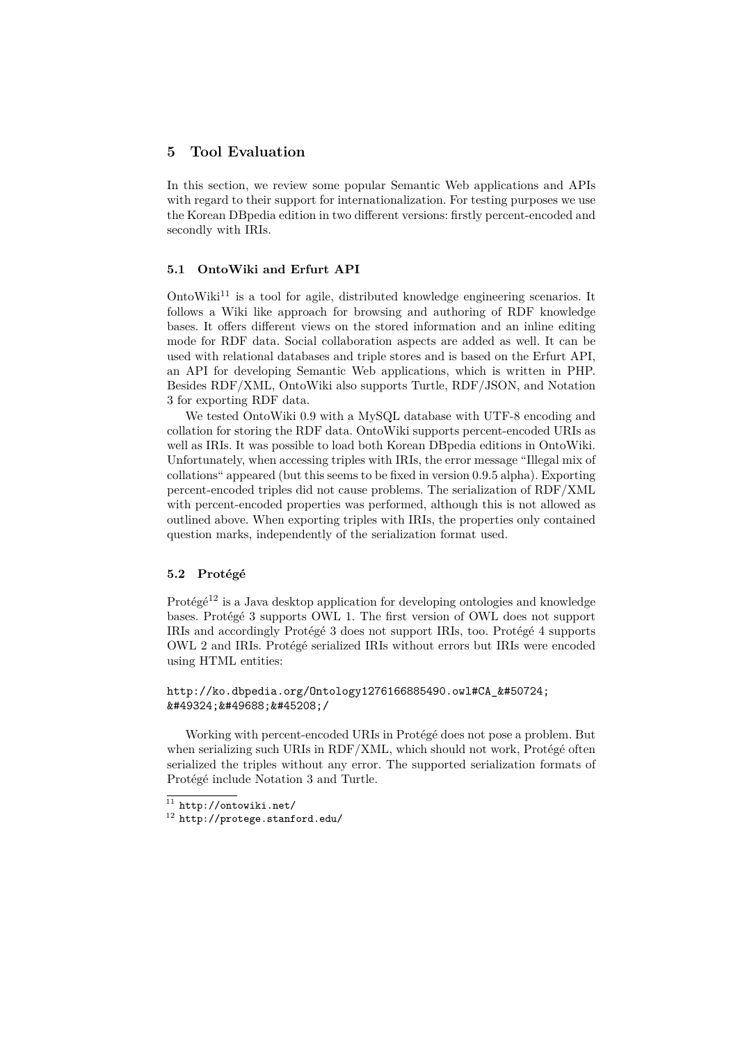## 5 Tool Evaluation

In this section, we review some popular Semantic Web applications and APIs with regard to their support for internationalization. For testing purposes we use the Korean DBpedia edition in two different versions: firstly percent-encoded and secondly with IRIs.

### 5.1 OntoWiki and Erfurt API

OntoWiki[11] is a tool for agile, distributed knowledge engineering scenarios. It follows a Wiki like approach for browsing and authoring of RDF knowledge bases. It offers different views on the stored information and an inline editing mode for RDF data. Social collaboration aspects are added as well. It can be used with relational databases and triple stores and is based on the Erfurt API, an API for developing Semantic Web applications, which is written in PHP. Besides RDF/XML, OntoWiki also supports Turtle, RDF/JSON, and Notation 3 for exporting RDF data.

We tested OntoWiki 0.9 with a MySQL database with UTF-8 encoding and collation for storing the RDF data. OntoWiki supports percent-encoded URIs as well as IRIs. It was possible to load both Korean DBpedia editions in OntoWiki. Unfortunately, when accessing triples with IRIs, the error message "Illegal mix of collations" appeared (but this seems to be fixed in version 0.9.5 alpha). Exporting percent-encoded triples did not cause problems. The serialization of RDF/XML with percent-encoded properties was performed, although this is not allowed as outlined above. When exporting triples with IRIs, the properties only contained question marks, independently of the serialization format used.

### 5.2 Protégé

Protégé[12] is a Java desktop application for developing ontologies and knowledge bases. Protégé 3 supports OWL 1. The first version of OWL does not support IRIs and accordingly Protégé 3 does not support IRIs, too. Protégé 4 supports OWL 2 and IRIs. Protégé serialized IRIs without errors but IRIs were encoded using HTML entities:

```
http://ko.dbpedia.org/Ontology1276166885490.owl#CA_&#50724;
&#49324;&#49688;&#45208;/
```

Working with percent-encoded URIs in Protégé does not pose a problem. But when serializing such URIs in RDF/XML, which should not work, Protégé often serialized the triples without any error. The supported serialization formats of Protégé include Notation 3 and Turtle.

[11] http://ontowiki.net/

[12] http://protege.stanford.edu/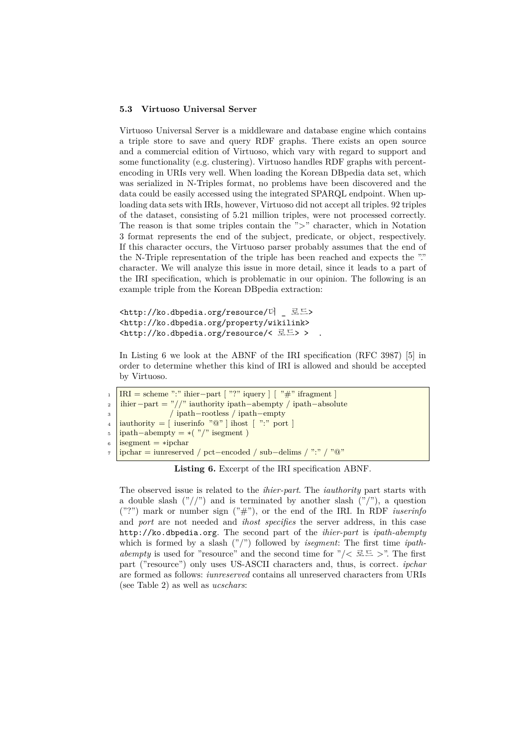### 5.3 Virtuoso Universal Server

Virtuoso Universal Server is a middleware and database engine which contains a triple store to save and query RDF graphs. There exists an open source and a commercial edition of Virtuoso, which vary with regard to support and some functionality (e.g. clustering). Virtuoso handles RDF graphs with percent-encoding in URIs very well. When loading the Korean DBpedia data set, which was serialized in N-Triples format, no problems have been discovered and the data could be easily accessed using the integrated SPARQL endpoint. When uploading data sets with IRIs, however, Virtuoso did not accept all triples. 92 triples of the dataset, consisting of 5.21 million triples, were not processed correctly. The reason is that some triples contain the ">" character, which in Notation 3 format represents the end of the subject, predicate, or object, respectively. If this character occurs, the Virtuoso parser probably assumes that the end of the N-Triple representation of the triple has been reached and expects the "." character. We will analyze this issue in more detail, since it leads to a part of the IRI specification, which is problematic in our opinion. The following is an example triple from the Korean DBpedia extraction:

```
<http://ko.dbpedia.org/resource/더 _ 로드>
<http://ko.dbpedia.org/property/wikilink>
<http://ko.dbpedia.org/resource/< 로드> >  .
```

In Listing 6 we look at the ABNF of the IRI specification (RFC 3987) [5] in order to determine whether this kind of IRI is allowed and should be accepted by Virtuoso.

```
1 IRI = scheme ":" ihier−part [ "?" iquery ] [ "#" ifragment ]
2 ihier−part = "//" iauthority ipath−abempty / ipath−absolute
3              / ipath−rootless / ipath−empty
4 iauthority = [ iuserinfo "@" ] ihost [ ":" port ]
5 ipath−abempty = ∗( "/" isegment )
6 isegment = ∗ipchar
7 ipchar = iunreserved / pct−encoded / sub−delims / ":" / "@"
```

**Listing 6.** Excerpt of the IRI specification ABNF.

The observed issue is related to the *ihier-part*. The *iauthority* part starts with a double slash ("//") and is terminated by another slash ("/"), a question ("?") mark or number sign ("#"), or the end of the IRI. In RDF *iuserinfo* and *port* are not needed and *ihost specifies* the server address, in this case `http://ko.dbpedia.org`. The second part of the *ihier-part* is *ipath-abempty* which is formed by a slash ("/") followed by *isegment*: The first time *ipath-abempty* is used for "resource" and the second time for "/< 로드 >". The first part ("resource") only uses US-ASCII characters and, thus, is correct. *ipchar* are formed as follows: *iunreserved* contains all unreserved characters from URIs (see Table 2) as well as *ucschars*: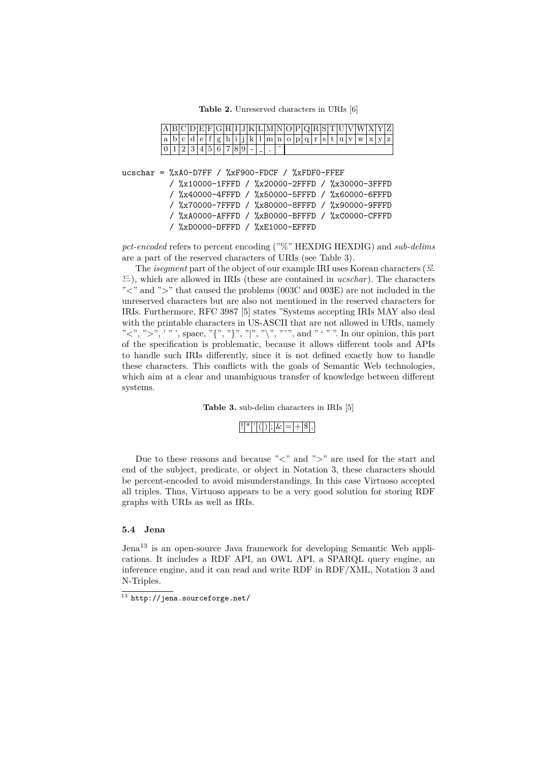**Table 2.** Unreserved characters in URIs [6]

| A | B | C | D | E | F | G | H | I | J | K | L | M | N | O | P | Q | R | S | T | U | V | W | X | Y | Z |
|---|---|---|---|---|---|---|---|---|---|---|---|---|---|---|---|---|---|---|---|---|---|---|---|---|---|
| a | b | c | d | e | f | g | h | i | j | k | l | m | n | o | p | q | r | s | t | u | v | w | x | y | z |
| 0 | 1 | 2 | 3 | 4 | 5 | 6 | 7 | 8 | 9 | - | _ | . | ~ | | | | | | | | | | | | |

```
ucschar = %xA0-D7FF / %xF900-FDCF / %xFDF0-FFEF
        / %x10000-1FFFD / %x20000-2FFFD / %x30000-3FFFD
        / %x40000-4FFFD / %x50000-5FFFD / %x60000-6FFFD
        / %x70000-7FFFD / %x80000-8FFFD / %x90000-9FFFD
        / %xA0000-AFFFD / %xB0000-BFFFD / %xC0000-CFFFD
        / %xD0000-DFFFD / %xE1000-EFFFD
```

*pct-encoded* refers to percent encoding ("%" HEXDIG HEXDIG) and *sub-delims* are a part of the reserved characters of URIs (see Table 3).

The *isegment* part of the object of our example IRI uses Korean characters (로드), which are allowed in IRIs (these are contained in *ucschar*). The characters "<" and ">" that caused the problems (003C and 003E) are not included in the unreserved characters but are also not mentioned in the reserved characters for IRIs. Furthermore, RFC 3987 [5] states "Systems accepting IRIs MAY also deal with the printable characters in US-ASCII that are not allowed in URIs, namely "<", ">", ' " ', space, "{", "}", "|", "\", "^", and " ‘ " ". In our opinion, this part of the specification is problematic, because it allows different tools and APIs to handle such IRIs differently, since it is not defined exactly how to handle these characters. This conflicts with the goals of Semantic Web technologies, which aim at a clear and unambiguous transfer of knowledge between different systems.

**Table 3.** sub-delim characters in IRIs [5]

| ! | * | ' | ( | ) | ; | & | = | + | $ | , |
|---|---|---|---|---|---|---|---|---|---|---|

Due to these reasons and because "<" and ">" are used for the start and end of the subject, predicate, or object in Notation 3, these characters should be percent-encoded to avoid misunderstandings. In this case Virtuoso accepted all triples. Thus, Virtuoso appears to be a very good solution for storing RDF graphs with URIs as well as IRIs.

### 5.4 Jena

Jena[13] is an open-source Java framework for developing Semantic Web applications. It includes a RDF API, an OWL API, a SPARQL query engine, an inference engine, and it can read and write RDF in RDF/XML, Notation 3 and N-Triples.

[13] http://jena.sourceforge.net/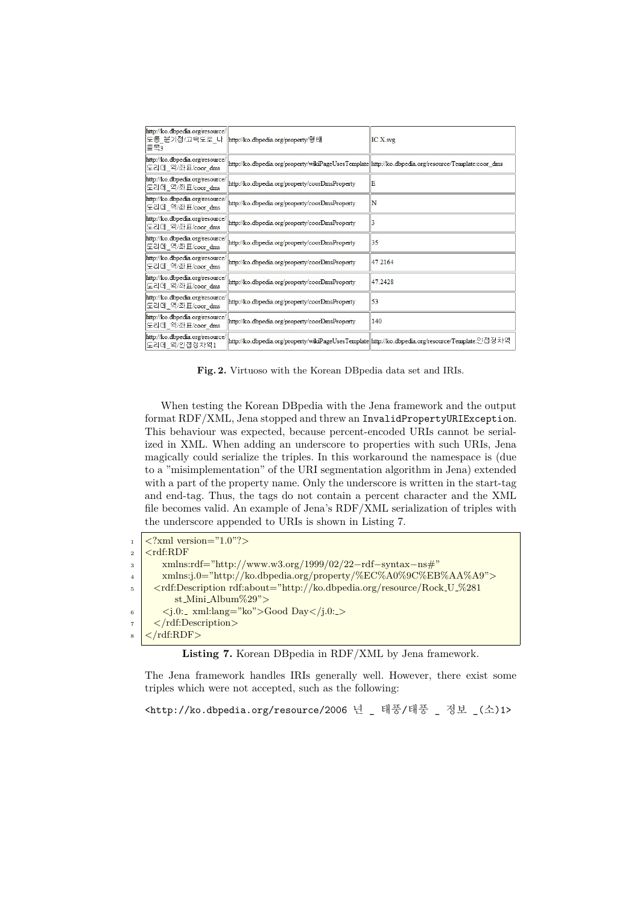| | | |
|---|---|---|
| http://ko.dbpedia.org/resource/도동_분기점/고속도로_나들목3 | http://ko.dbpedia.org/property/형태 | IC X.svg |
| http://ko.dbpedia.org/resource/도리데_역/좌표/coor_dms | http://ko.dbpedia.org/property/wikiPageUsesTemplate | http://ko.dbpedia.org/resource/Template:coor_dms |
| http://ko.dbpedia.org/resource/도리데_역/좌표/coor_dms | http://ko.dbpedia.org/property/coorDmsProperty | E |
| http://ko.dbpedia.org/resource/도리데_역/좌표/coor_dms | http://ko.dbpedia.org/property/coorDmsProperty | N |
| http://ko.dbpedia.org/resource/도리데_역/좌표/coor_dms | http://ko.dbpedia.org/property/coorDmsProperty | 3 |
| http://ko.dbpedia.org/resource/도리데_역/좌표/coor_dms | http://ko.dbpedia.org/property/coorDmsProperty | 35 |
| http://ko.dbpedia.org/resource/도리데_역/좌표/coor_dms | http://ko.dbpedia.org/property/coorDmsProperty | 47.2164 |
| http://ko.dbpedia.org/resource/도리데_역/좌표/coor_dms | http://ko.dbpedia.org/property/coorDmsProperty | 47.2428 |
| http://ko.dbpedia.org/resource/도리데_역/좌표/coor_dms | http://ko.dbpedia.org/property/coorDmsProperty | 53 |
| http://ko.dbpedia.org/resource/도리데_역/좌표/coor_dms | http://ko.dbpedia.org/property/coorDmsProperty | 140 |
| http://ko.dbpedia.org/resource/도리데_역/인접정차역1 | http://ko.dbpedia.org/property/wikiPageUsesTemplate | http://ko.dbpedia.org/resource/Template:인접정차역 |

**Fig. 2.** Virtuoso with the Korean DBpedia data set and IRIs.

When testing the Korean DBpedia with the Jena framework and the output format RDF/XML, Jena stopped and threw an `InvalidPropertyURIException`. This behaviour was expected, because percent-encoded URIs cannot be serialized in XML. When adding an underscore to properties with such URIs, Jena magically could serialize the triples. In this workaround the namespace is (due to a "misimplementation" of the URI segmentation algorithm in Jena) extended with a part of the property name. Only the underscore is written in the start-tag and end-tag. Thus, the tags do not contain a percent character and the XML file becomes valid. An example of Jena's RDF/XML serialization of triples with the underscore appended to URIs is shown in Listing 7.

```
<?xml version="1.0"?>
<rdf:RDF
    xmlns:rdf="http://www.w3.org/1999/02/22-rdf-syntax-ns#"
    xmlns:j.0="http://ko.dbpedia.org/property/%EC%A0%9C%EB%AA%A9">
  <rdf:Description rdf:about="http://ko.dbpedia.org/resource/Rock_U_%281
      st_Mini_Album%29">
    <j.0:_ xml:lang="ko">Good Day</j.0:_>
  </rdf:Description>
</rdf:RDF>
```

**Listing 7.** Korean DBpedia in RDF/XML by Jena framework.

The Jena framework handles IRIs generally well. However, there exist some triples which were not accepted, such as the following:

`<http://ko.dbpedia.org/resource/2006 년 _ 태풍/태풍 _ 정보 _(소)1>`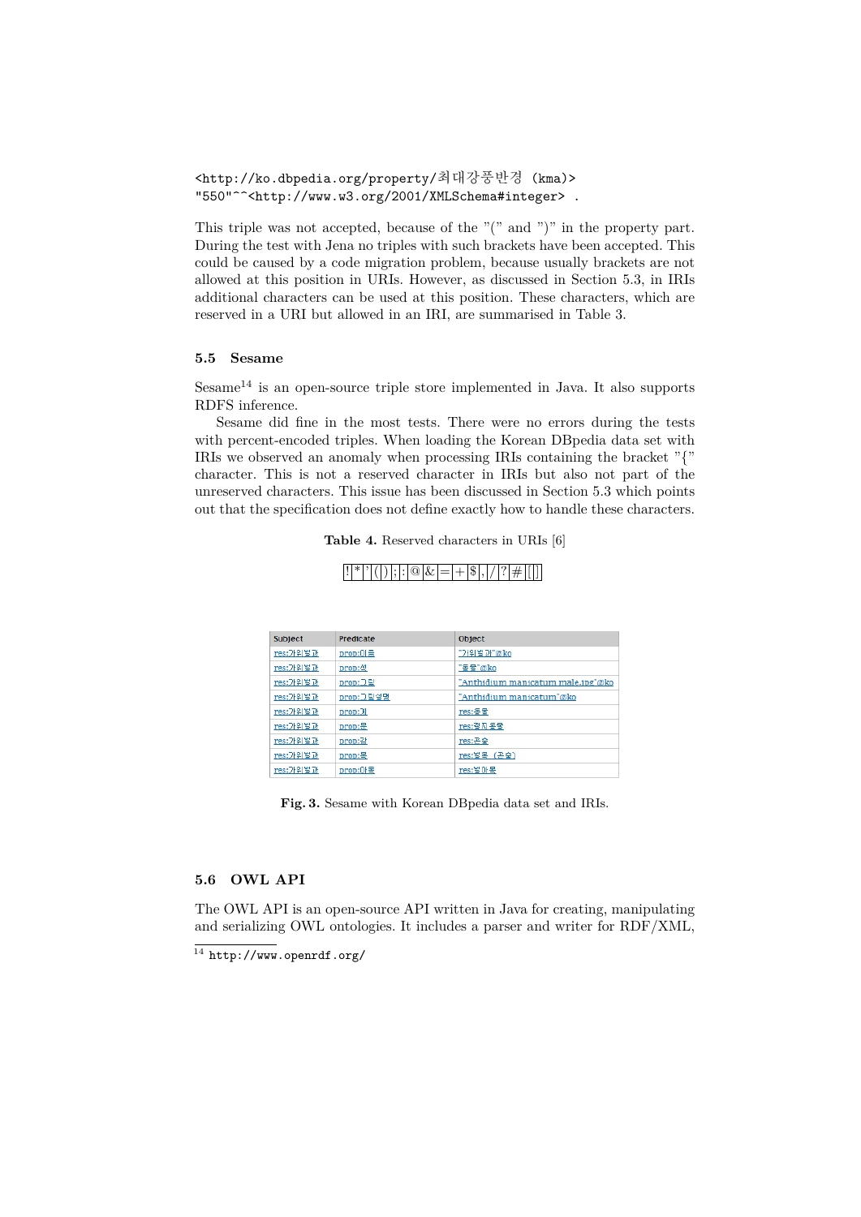```
<http://ko.dbpedia.org/property/최대강풍반경 (kma)>
"550"^^<http://www.w3.org/2001/XMLSchema#integer> .
```

This triple was not accepted, because of the "(" and ")" in the property part. During the test with Jena no triples with such brackets have been accepted. This could be caused by a code migration problem, because usually brackets are not allowed at this position in URIs. However, as discussed in Section 5.3, in IRIs additional characters can be used at this position. These characters, which are reserved in a URI but allowed in an IRI, are summarised in Table 3.

### 5.5 Sesame

Sesame[14] is an open-source triple store implemented in Java. It also supports RDFS inference.

Sesame did fine in the most tests. There were no errors during the tests with percent-encoded triples. When loading the Korean DBpedia data set with IRIs we observed an anomaly when processing IRIs containing the bracket "{" character. This is not a reserved character in IRIs but also not part of the unreserved characters. This issue has been discussed in Section 5.3 which points out that the specification does not define exactly how to handle these characters.

**Table 4.** Reserved characters in URIs [6]

| ! | * | ' | ( | ) | ; | : | @ | & | = | + | $ | , | / | ? | # | [ | ] |
|---|---|---|---|---|---|---|---|---|---|---|---|---|---|---|---|---|---|

| Subject | Predicate | Object |
|---|---|---|
| res:가위벌과 | prop:이름 | "가위벌과"@ko |
| res:가위벌과 | prop:색 | "동물"@ko |
| res:가위벌과 | prop:그림 | "Anthidium manicatum male.jpg"@ko |
| res:가위벌과 | prop:그림설명 | "Anthidium manicatum"@ko |
| res:가위벌과 | prop:계 | res:동물 |
| res:가위벌과 | prop:문 | res:절지동물 |
| res:가위벌과 | prop:강 | res:곤충 |
| res:가위벌과 | prop:목 | res:벌목 (곤충) |
| res:가위벌과 | prop:아목 | res:벌아목 |

**Fig. 3.** Sesame with Korean DBpedia data set and IRIs.

### 5.6 OWL API

The OWL API is an open-source API written in Java for creating, manipulating and serializing OWL ontologies. It includes a parser and writer for RDF/XML,

[14] http://www.openrdf.org/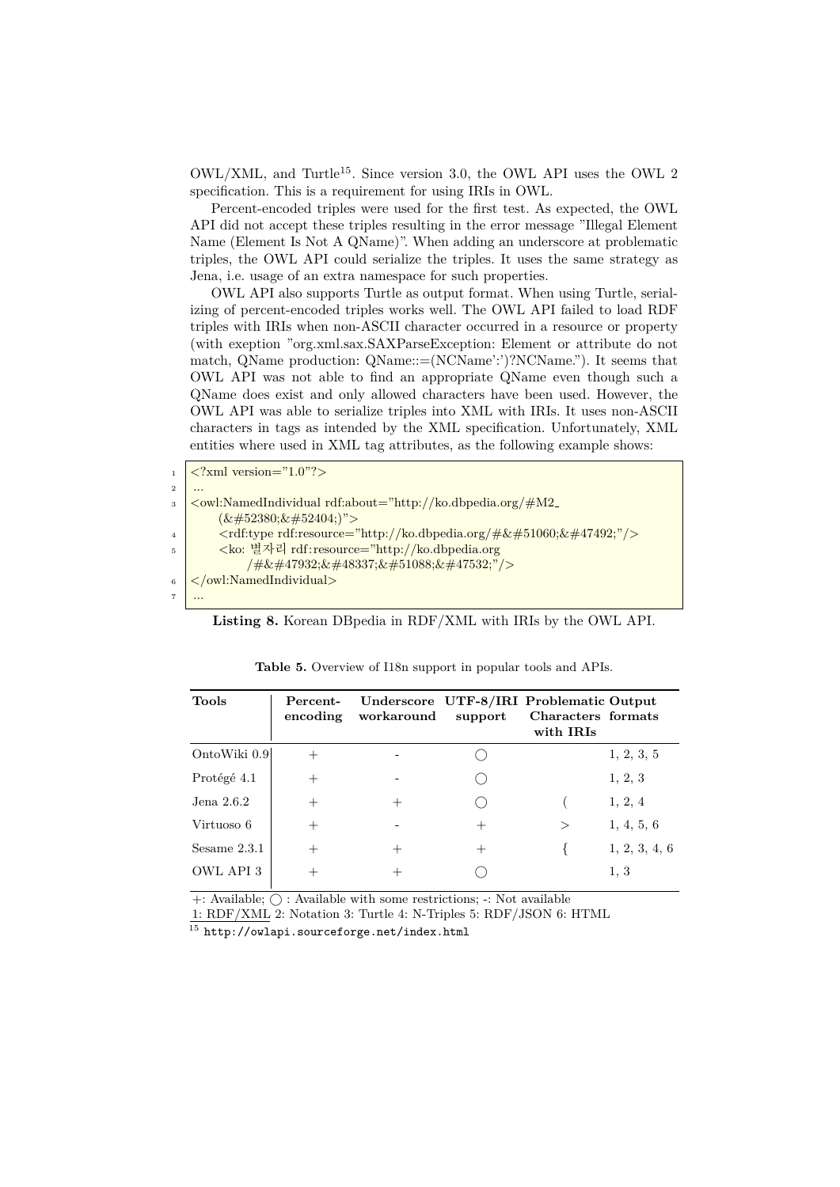OWL/XML, and Turtle[15]. Since version 3.0, the OWL API uses the OWL 2 specification. This is a requirement for using IRIs in OWL.

Percent-encoded triples were used for the first test. As expected, the OWL API did not accept these triples resulting in the error message "Illegal Element Name (Element Is Not A QName)". When adding an underscore at problematic triples, the OWL API could serialize the triples. It uses the same strategy as Jena, i.e. usage of an extra namespace for such properties.

OWL API also supports Turtle as output format. When using Turtle, serializing of percent-encoded triples works well. The OWL API failed to load RDF triples with IRIs when non-ASCII character occurred in a resource or property (with exeption "org.xml.sax.SAXParseException: Element or attribute do not match, QName production: QName::=(NCName':')?NCName."). It seems that OWL API was not able to find an appropriate QName even though such a QName does exist and only allowed characters have been used. However, the OWL API was able to serialize triples into XML with IRIs. It uses non-ASCII characters in tags as intended by the XML specification. Unfortunately, XML entities where used in XML tag attributes, as the following example shows:

```
1 <?xml version="1.0"?>
2 ...
3 <owl:NamedIndividual rdf:about="http://ko.dbpedia.org/#M2_
      (&#52380;&#52404;)">
4     <rdf:type rdf:resource="http://ko.dbpedia.org/#&#51060;&#47492;"/>
5     <ko: 별자리 rdf:resource="http://ko.dbpedia.org
          /#&#47932;&#48337;&#51088;&#47532;"/>
6 </owl:NamedIndividual>
7 ...
```

**Listing 8.** Korean DBpedia in RDF/XML with IRIs by the OWL API.

**Table 5.** Overview of I18n support in popular tools and APIs.

| Tools | Percent-encoding | Underscore workaround | UTF-8/IRI support | Problematic Characters with IRIs | Output formats |
|---|---|---|---|---|---|
| OntoWiki 0.9 | + | - | ○ | | 1, 2, 3, 5 |
| Protégé 4.1 | + | - | ○ | | 1, 2, 3 |
| Jena 2.6.2 | + | + | ○ | ( | 1, 2, 4 |
| Virtuoso 6 | + | - | + | > | 1, 4, 5, 6 |
| Sesame 2.3.1 | + | + | + | { | 1, 2, 3, 4, 6 |
| OWL API 3 | + | + | ○ | | 1, 3 |

+: Available; ○ : Available with some restrictions; -: Not available
1: RDF/XML 2: Notation 3: Turtle 4: N-Triples 5: RDF/JSON 6: HTML

[15] http://owlapi.sourceforge.net/index.html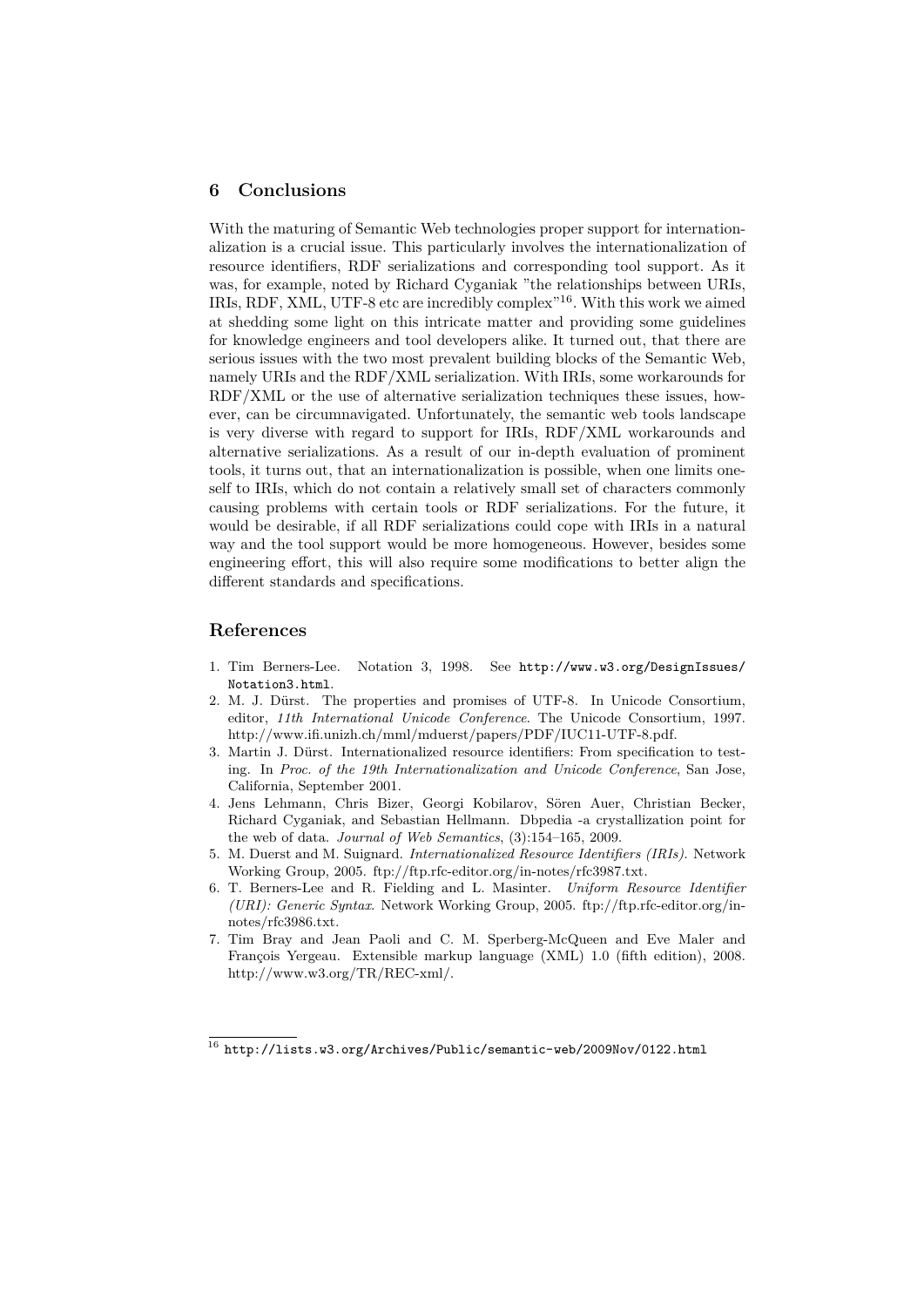## 6 Conclusions

With the maturing of Semantic Web technologies proper support for internationalization is a crucial issue. This particularly involves the internationalization of resource identifiers, RDF serializations and corresponding tool support. As it was, for example, noted by Richard Cyganiak "the relationships between URIs, IRIs, RDF, XML, UTF-8 etc are incredibly complex"[16]. With this work we aimed at shedding some light on this intricate matter and providing some guidelines for knowledge engineers and tool developers alike. It turned out, that there are serious issues with the two most prevalent building blocks of the Semantic Web, namely URIs and the RDF/XML serialization. With IRIs, some workarounds for RDF/XML or the use of alternative serialization techniques these issues, however, can be circumnavigated. Unfortunately, the semantic web tools landscape is very diverse with regard to support for IRIs, RDF/XML workarounds and alternative serializations. As a result of our in-depth evaluation of prominent tools, it turns out, that an internationalization is possible, when one limits oneself to IRIs, which do not contain a relatively small set of characters commonly causing problems with certain tools or RDF serializations. For the future, it would be desirable, if all RDF serializations could cope with IRIs in a natural way and the tool support would be more homogeneous. However, besides some engineering effort, this will also require some modifications to better align the different standards and specifications.

## References

1. Tim Berners-Lee. Notation 3, 1998. See `http://www.w3.org/DesignIssues/Notation3.html`.
2. M. J. Dürst. The properties and promises of UTF-8. In Unicode Consortium, editor, *11th International Unicode Conference*. The Unicode Consortium, 1997. http://www.ifi.unizh.ch/mml/mduerst/papers/PDF/IUC11-UTF-8.pdf.
3. Martin J. Dürst. Internationalized resource identifiers: From specification to testing. In *Proc. of the 19th Internationalization and Unicode Conference*, San Jose, California, September 2001.
4. Jens Lehmann, Chris Bizer, Georgi Kobilarov, Sören Auer, Christian Becker, Richard Cyganiak, and Sebastian Hellmann. Dbpedia -a crystallization point for the web of data. *Journal of Web Semantics*, (3):154–165, 2009.
5. M. Duerst and M. Suignard. *Internationalized Resource Identifiers (IRIs)*. Network Working Group, 2005. ftp://ftp.rfc-editor.org/in-notes/rfc3987.txt.
6. T. Berners-Lee and R. Fielding and L. Masinter. *Uniform Resource Identifier (URI): Generic Syntax*. Network Working Group, 2005. ftp://ftp.rfc-editor.org/in-notes/rfc3986.txt.
7. Tim Bray and Jean Paoli and C. M. Sperberg-McQueen and Eve Maler and François Yergeau. Extensible markup language (XML) 1.0 (fifth edition), 2008. http://www.w3.org/TR/REC-xml/.

---

[16] `http://lists.w3.org/Archives/Public/semantic-web/2009Nov/0122.html`